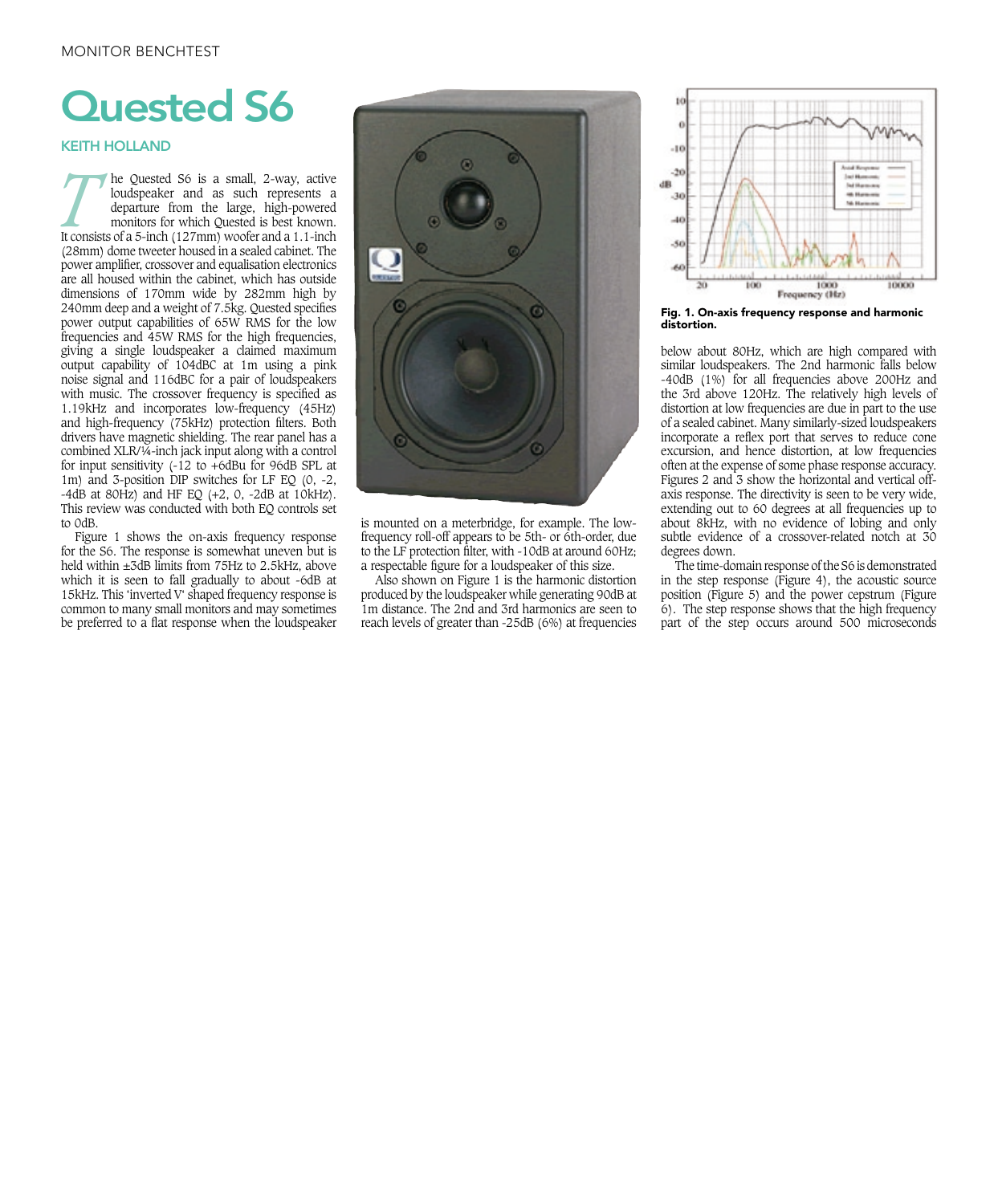# Quested S6

**KEITH HOLLAND**

The Quested S6 is a small, 2-way, active loudspeaker and as such represents a departure from the large, high-powered monitors for which Quested is best known. It consists of a 5-inch (127mm) woofer and a 1.1-inch (28mm) dome tweeter housed in a sealed cabinet. The power amplifier, crossover and equalisation electronics are all housed within the cabinet, which has outside dimensions of 170mm wide by 282mm high by 240mm deep and a weight of 7.5kg. Quested specifies power output capabilities of 65W RMS for the low frequencies and 45W RMS for the high frequencies, giving a single loudspeaker a claimed maximum output capability of 104dBC at 1m using a pink noise signal and 116dBC for a pair of loudspeakers with music. The crossover frequency is specified as 1.19kHz and incorporates low-frequency (45Hz) and high-frequency (75kHz) protection filters. Both drivers have magnetic shielding. The rear panel has a combined XLR/¼-inch jack input along with a control for input sensitivity (-12 to +6dBu for 96dB SPL at 1m) and 3-position DIP switches for LF EQ (0, -2, -4dB at 80Hz) and HF EQ (+2, 0, -2dB at 10kHz). This review was conducted with both EQ controls set to 0dB.

Figure 1 shows the on-axis frequency response for the S6. The response is somewhat uneven but is held within ±3dB limits from 75Hz to 2.5kHz, above which it is seen to fall gradually to about -6dB at 15kHz. This 'inverted V' shaped frequency response is common to many small monitors and may sometimes be preferred to a flat response when the loudspeaker is mounted on a meterbridge, for example. The low-frequency roll-off appears to be 5th- or 6th-order, due to the LF protection filter, with -10dB at around 60Hz; a respectable figure for a loudspeaker of this size.

Also shown on Figure 1 is the harmonic distortion produced by the loudspeaker while generating 90dB at 1m distance. The 2nd and 3rd harmonics are seen to reach levels of greater than -25dB (6%) at frequencies below about 80Hz, which are high compared with similar loudspeakers. The 2nd harmonic falls below -40dB (1%) for all frequencies above 200Hz and the 3rd above 120Hz. The relatively high levels of distortion at low frequencies are due in part to the use of a sealed cabinet. Many similarly-sized loudspeakers incorporate a reflex port that serves to reduce cone excursion, and hence distortion, at low frequencies often at the expense of some phase response accuracy.

Fig. 1. On-axis frequency response and harmonic distortion.

Figures 2 and 3 show the horizontal and vertical off-axis response. The directivity is seen to be very wide, extending out to 60 degrees at all frequencies up to about 8kHz, with no evidence of lobing and only subtle evidence of a crossover-related notch at 30 degrees down.

The time-domain response of the S6 is demonstrated in the step response (Figure 4), the acoustic source position (Figure 5) and the power cepstrum (Figure 6). The step response shows that the high frequency part of the step occurs around 500 microseconds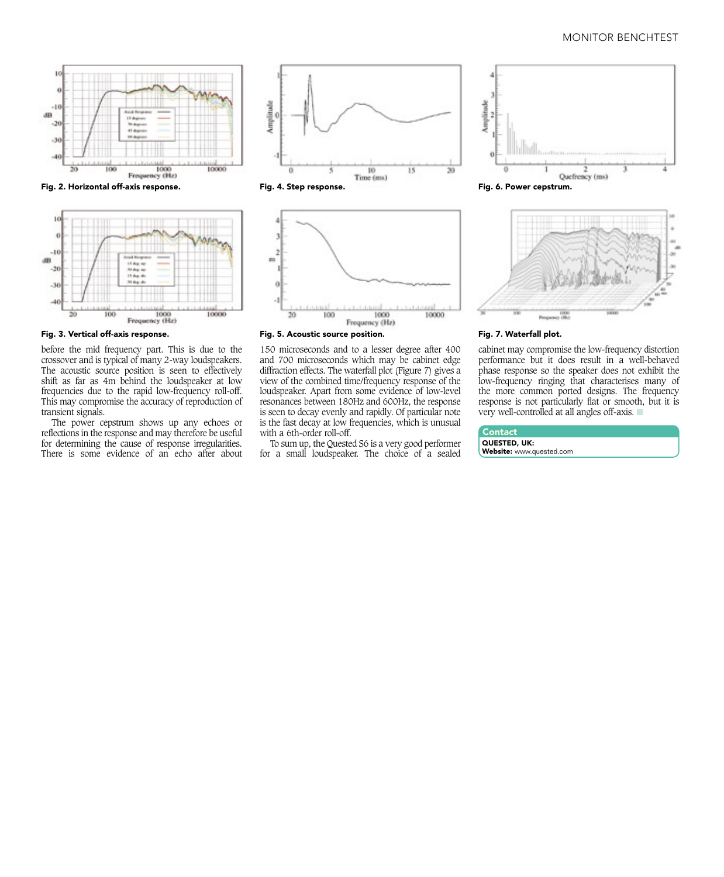10
0
-10
dB
-20
-30
-40
20 100 1000 10000
Frequency (Hz)

Axial Response
15 degrees
30 degrees
45 degrees
60 degrees

Fig. 2. Horizontal off-axis response.

1
Amplitude
0
-1
0 5 10 15 20
Time (ms)

Fig. 4. Step response.

4
3
Amplitude
2
1
0
0 1 2 3 4
Quefrency (ms)

Fig. 6. Power cepstrum.

10
0
-10
dB
-20
-30
-40
20 100 1000 10000
Frequency (Hz)

Axial Response
15 deg. up
30 deg. up
15 deg. dn
30 deg. dn

Fig. 3. Vertical off-axis response.

4
3
2
m
1
0
-1
20 100 1000 10000
Frequency (Hz)

Fig. 5. Acoustic source position.

Frequency (Hz)

Fig. 7. Waterfall plot.

before the mid frequency part. This is due to the crossover and is typical of many 2-way loudspeakers. The acoustic source position is seen to effectively shift as far as 4m behind the loudspeaker at low frequencies due to the rapid low-frequency roll-off. This may compromise the accuracy of reproduction of transient signals.

The power cepstrum shows up any echoes or reflections in the response and may therefore be useful for determining the cause of response irregularities. There is some evidence of an echo after about 150 microseconds and to a lesser degree after 400 and 700 microseconds which may be cabinet edge diffraction effects. The waterfall plot (Figure 7) gives a view of the combined time/frequency response of the loudspeaker. Apart from some evidence of low-level resonances between 180Hz and 600Hz, the response is seen to decay evenly and rapidly. Of particular note is the fast decay at low frequencies, which is unusual with a 6th-order roll-off.

To sum up, the Quested S6 is a very good performer for a small loudspeaker. The choice of a sealed cabinet may compromise the low-frequency distortion performance but it does result in a well-behaved phase response so the speaker does not exhibit the low-frequency ringing that characterises many of the more common ported designs. The frequency response is not particularly flat or smooth, but it is very well-controlled at all angles off-axis.

**Contact**

**QUESTED, UK:**
**Website:** www.quested.com